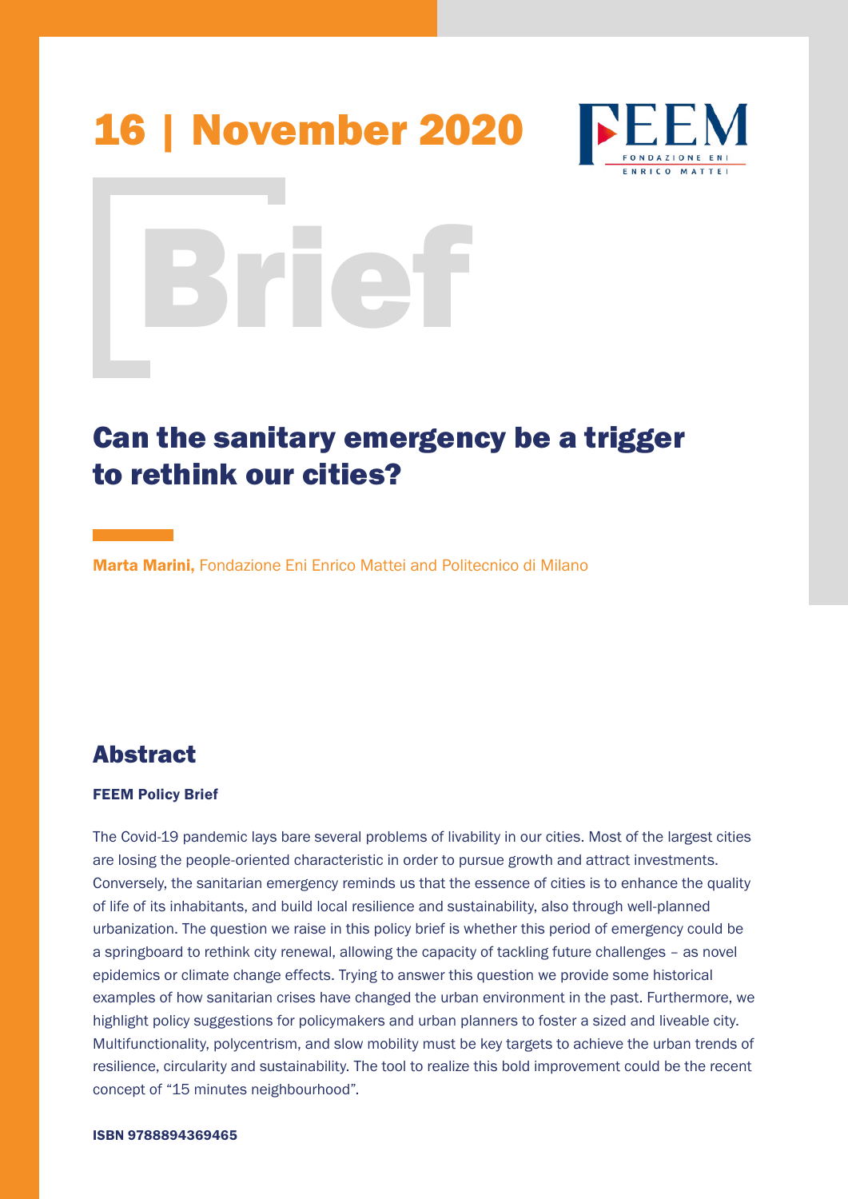# 16 | November 2020

# Brief

# Can the sanitary emergency be a trigger to rethink our cities?

**Marta Marini,** Fondazione Eni Enrico Mattei and Politecnico di Milano

## Abstract

**FEEM Policy Brief**

The Covid-19 pandemic lays bare several problems of livability in our cities. Most of the largest cities are losing the people-oriented characteristic in order to pursue growth and attract investments. Conversely, the sanitarian emergency reminds us that the essence of cities is to enhance the quality of life of its inhabitants, and build local resilience and sustainability, also through well-planned urbanization. The question we raise in this policy brief is whether this period of emergency could be a springboard to rethink city renewal, allowing the capacity of tackling future challenges – as novel epidemics or climate change effects. Trying to answer this question we provide some historical examples of how sanitarian crises have changed the urban environment in the past. Furthermore, we highlight policy suggestions for policymakers and urban planners to foster a sized and liveable city. Multifunctionality, polycentrism, and slow mobility must be key targets to achieve the urban trends of resilience, circularity and sustainability. The tool to realize this bold improvement could be the recent concept of "15 minutes neighbourhood".

**ISBN 9788894369465**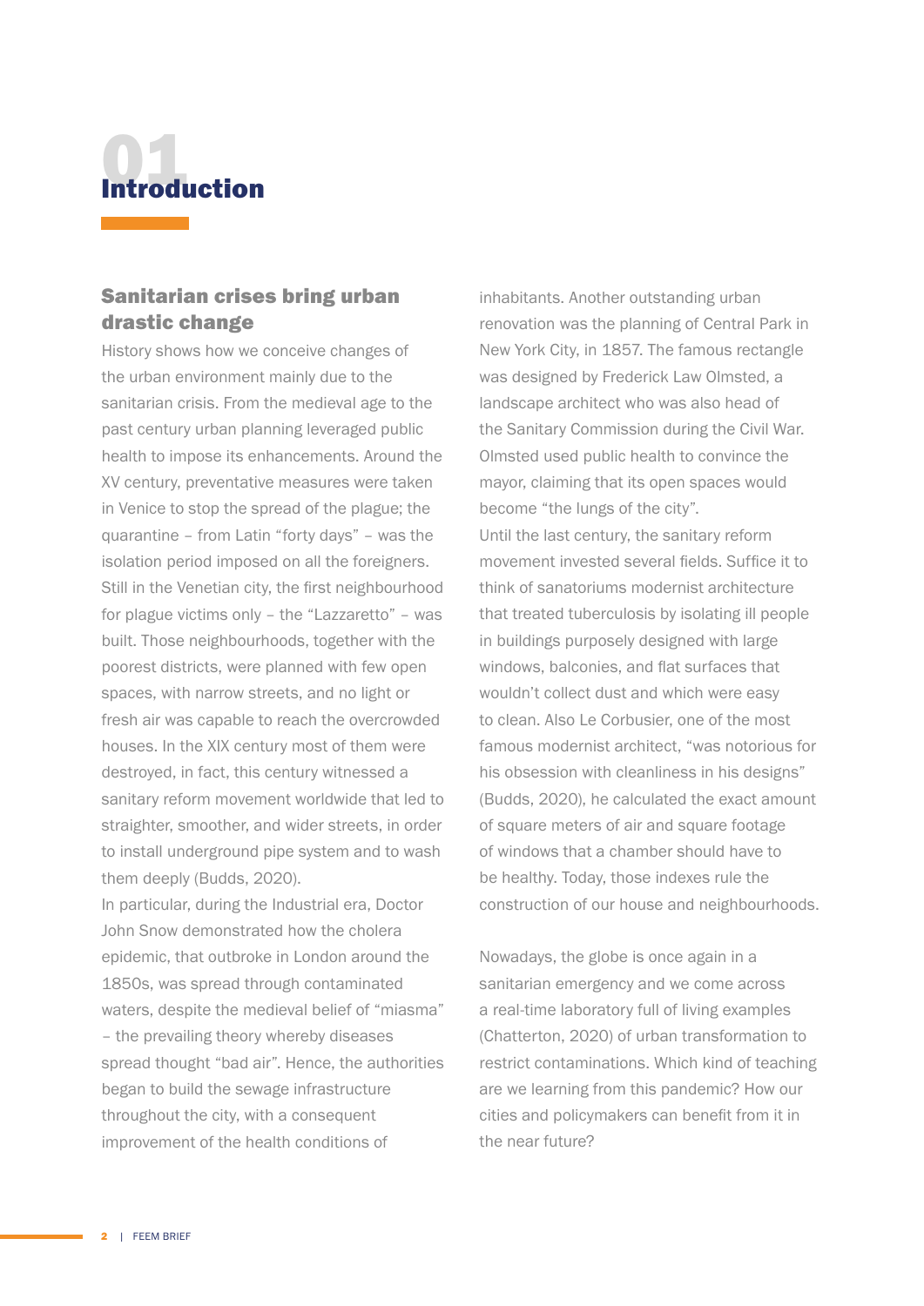# 01 Introduction

## Sanitarian crises bring urban drastic change

History shows how we conceive changes of the urban environment mainly due to the sanitarian crisis. From the medieval age to the past century urban planning leveraged public health to impose its enhancements. Around the XV century, preventative measures were taken in Venice to stop the spread of the plague; the quarantine – from Latin "forty days" – was the isolation period imposed on all the foreigners. Still in the Venetian city, the first neighbourhood for plague victims only – the "Lazzaretto" – was built. Those neighbourhoods, together with the poorest districts, were planned with few open spaces, with narrow streets, and no light or fresh air was capable to reach the overcrowded houses. In the XIX century most of them were destroyed, in fact, this century witnessed a sanitary reform movement worldwide that led to straighter, smoother, and wider streets, in order to install underground pipe system and to wash them deeply (Budds, 2020).

In particular, during the Industrial era, Doctor John Snow demonstrated how the cholera epidemic, that outbroke in London around the 1850s, was spread through contaminated waters, despite the medieval belief of "miasma" – the prevailing theory whereby diseases spread thought "bad air". Hence, the authorities began to build the sewage infrastructure throughout the city, with a consequent improvement of the health conditions of inhabitants. Another outstanding urban renovation was the planning of Central Park in New York City, in 1857. The famous rectangle was designed by Frederick Law Olmsted, a landscape architect who was also head of the Sanitary Commission during the Civil War. Olmsted used public health to convince the mayor, claiming that its open spaces would become "the lungs of the city".

Until the last century, the sanitary reform movement invested several fields. Suffice it to think of sanatoriums modernist architecture that treated tuberculosis by isolating ill people in buildings purposely designed with large windows, balconies, and flat surfaces that wouldn't collect dust and which were easy to clean. Also Le Corbusier, one of the most famous modernist architect, "was notorious for his obsession with cleanliness in his designs" (Budds, 2020), he calculated the exact amount of square meters of air and square footage of windows that a chamber should have to be healthy. Today, those indexes rule the construction of our house and neighbourhoods.

Nowadays, the globe is once again in a sanitarian emergency and we come across a real-time laboratory full of living examples (Chatterton, 2020) of urban transformation to restrict contaminations. Which kind of teaching are we learning from this pandemic? How our cities and policymakers can benefit from it in the near future?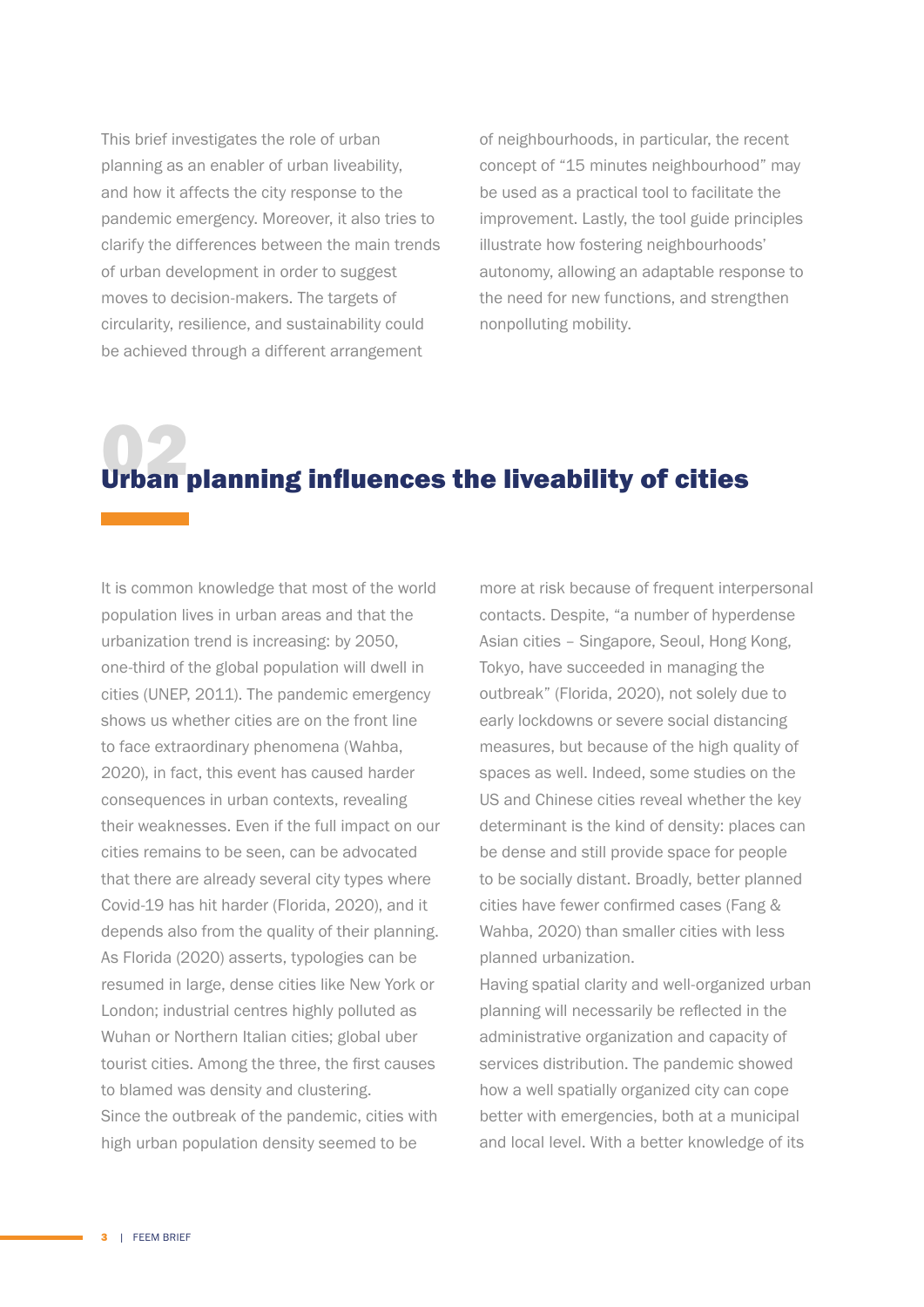This brief investigates the role of urban planning as an enabler of urban liveability, and how it affects the city response to the pandemic emergency. Moreover, it also tries to clarify the differences between the main trends of urban development in order to suggest moves to decision-makers. The targets of circularity, resilience, and sustainability could be achieved through a different arrangement of neighbourhoods, in particular, the recent concept of "15 minutes neighbourhood" may be used as a practical tool to facilitate the improvement. Lastly, the tool guide principles illustrate how fostering neighbourhoods' autonomy, allowing an adaptable response to the need for new functions, and strengthen nonpolluting mobility.

## 02 Urban planning influences the liveability of cities

It is common knowledge that most of the world population lives in urban areas and that the urbanization trend is increasing: by 2050, one-third of the global population will dwell in cities (UNEP, 2011). The pandemic emergency shows us whether cities are on the front line to face extraordinary phenomena (Wahba, 2020), in fact, this event has caused harder consequences in urban contexts, revealing their weaknesses. Even if the full impact on our cities remains to be seen, can be advocated that there are already several city types where Covid-19 has hit harder (Florida, 2020), and it depends also from the quality of their planning. As Florida (2020) asserts, typologies can be resumed in large, dense cities like New York or London; industrial centres highly polluted as Wuhan or Northern Italian cities; global uber tourist cities. Among the three, the first causes to blamed was density and clustering.

Since the outbreak of the pandemic, cities with high urban population density seemed to be more at risk because of frequent interpersonal contacts. Despite, "a number of hyperdense Asian cities – Singapore, Seoul, Hong Kong, Tokyo, have succeeded in managing the outbreak" (Florida, 2020), not solely due to early lockdowns or severe social distancing measures, but because of the high quality of spaces as well. Indeed, some studies on the US and Chinese cities reveal whether the key determinant is the kind of density: places can be dense and still provide space for people to be socially distant. Broadly, better planned cities have fewer confirmed cases (Fang & Wahba, 2020) than smaller cities with less planned urbanization.

Having spatial clarity and well-organized urban planning will necessarily be reflected in the administrative organization and capacity of services distribution. The pandemic showed how a well spatially organized city can cope better with emergencies, both at a municipal and local level. With a better knowledge of its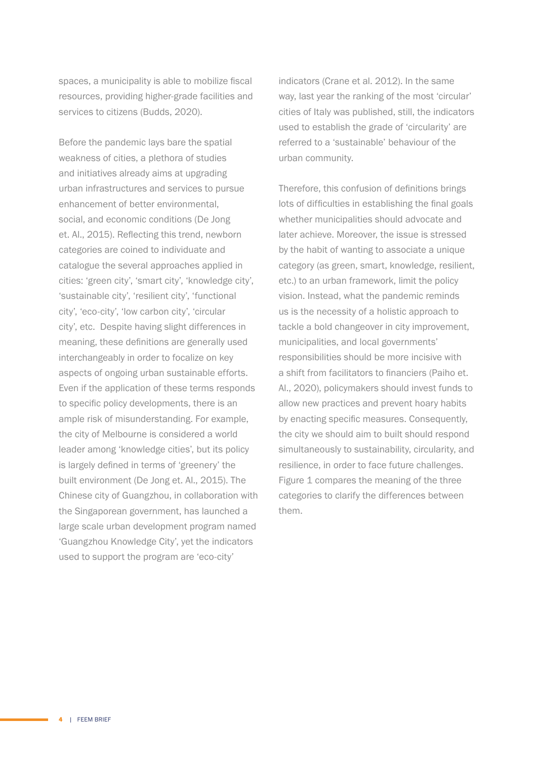spaces, a municipality is able to mobilize fiscal resources, providing higher-grade facilities and services to citizens (Budds, 2020).

Before the pandemic lays bare the spatial weakness of cities, a plethora of studies and initiatives already aims at upgrading urban infrastructures and services to pursue enhancement of better environmental, social, and economic conditions (De Jong et. Al., 2015). Reflecting this trend, newborn categories are coined to individuate and catalogue the several approaches applied in cities: 'green city', 'smart city', 'knowledge city', 'sustainable city', 'resilient city', 'functional city', 'eco-city', 'low carbon city', 'circular city', etc.  Despite having slight differences in meaning, these definitions are generally used interchangeably in order to focalize on key aspects of ongoing urban sustainable efforts. Even if the application of these terms responds to specific policy developments, there is an ample risk of misunderstanding. For example, the city of Melbourne is considered a world leader among 'knowledge cities', but its policy is largely defined in terms of 'greenery' the built environment (De Jong et. Al., 2015). The Chinese city of Guangzhou, in collaboration with the Singaporean government, has launched a large scale urban development program named 'Guangzhou Knowledge City', yet the indicators used to support the program are 'eco-city' indicators (Crane et al. 2012). In the same way, last year the ranking of the most 'circular' cities of Italy was published, still, the indicators used to establish the grade of 'circularity' are referred to a 'sustainable' behaviour of the urban community.

Therefore, this confusion of definitions brings lots of difficulties in establishing the final goals whether municipalities should advocate and later achieve. Moreover, the issue is stressed by the habit of wanting to associate a unique category (as green, smart, knowledge, resilient, etc.) to an urban framework, limit the policy vision. Instead, what the pandemic reminds us is the necessity of a holistic approach to tackle a bold changeover in city improvement, municipalities, and local governments' responsibilities should be more incisive with a shift from facilitators to financiers (Paiho et. Al., 2020), policymakers should invest funds to allow new practices and prevent hoary habits by enacting specific measures. Consequently, the city we should aim to built should respond simultaneously to sustainability, circularity, and resilience, in order to face future challenges. Figure 1 compares the meaning of the three categories to clarify the differences between them.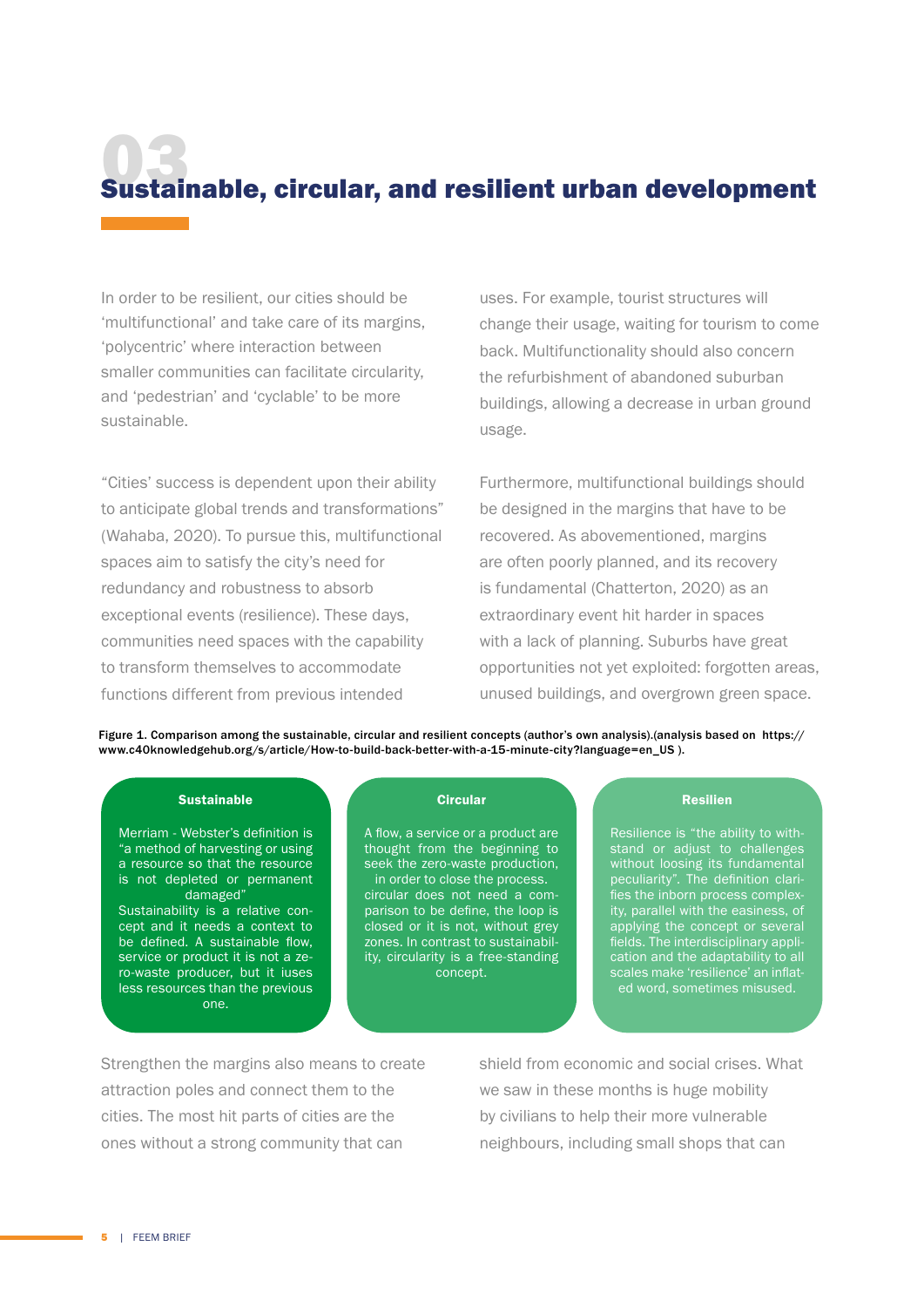# 03 Sustainable, circular, and resilient urban development

In order to be resilient, our cities should be 'multifunctional' and take care of its margins, 'polycentric' where interaction between smaller communities can facilitate circularity, and 'pedestrian' and 'cyclable' to be more sustainable.

"Cities' success is dependent upon their ability to anticipate global trends and transformations" (Wahaba, 2020). To pursue this, multifunctional spaces aim to satisfy the city's need for redundancy and robustness to absorb exceptional events (resilience). These days, communities need spaces with the capability to transform themselves to accommodate functions different from previous intended uses. For example, tourist structures will change their usage, waiting for tourism to come back. Multifunctionality should also concern the refurbishment of abandoned suburban buildings, allowing a decrease in urban ground usage.

Furthermore, multifunctional buildings should be designed in the margins that have to be recovered. As abovementioned, margins are often poorly planned, and its recovery is fundamental (Chatterton, 2020) as an extraordinary event hit harder in spaces with a lack of planning. Suburbs have great opportunities not yet exploited: forgotten areas, unused buildings, and overgrown green space.

**Figure 1. Comparison among the sustainable, circular and resilient concepts (author's own analysis).(analysis based on https://www.c40knowledgehub.org/s/article/How-to-build-back-better-with-a-15-minute-city?language=en_US ).**

| Sustainable | Circular | Resilien |
|---|---|---|
| Merriam - Webster's definition is "a method of harvesting or using a resource so that the resource is not depleted or permanent damaged" Sustainability is a relative concept and it needs a context to be defined. A sustainable flow, service or product it is not a zero-waste producer, but it iuses less resources than the previous one. | A flow, a service or a product are thought from the beginning to seek the zero-waste production, in order to close the process. circular does not need a comparison to be define, the loop is closed or it is not, without grey zones. In contrast to sustainability, circularity is a free-standing concept. | Resilience is "the ability to withstand or adjust to challenges without loosing its fundamental peculiarity". The definition clarifies the inborn process complexity, parallel with the easiness, of applying the concept or several fields. The interdisciplinary application and the adaptability to all scales make 'resilience' an inflated word, sometimes misused. |

Strengthen the margins also means to create attraction poles and connect them to the cities. The most hit parts of cities are the ones without a strong community that can shield from economic and social crises. What we saw in these months is huge mobility by civilians to help their more vulnerable neighbours, including small shops that can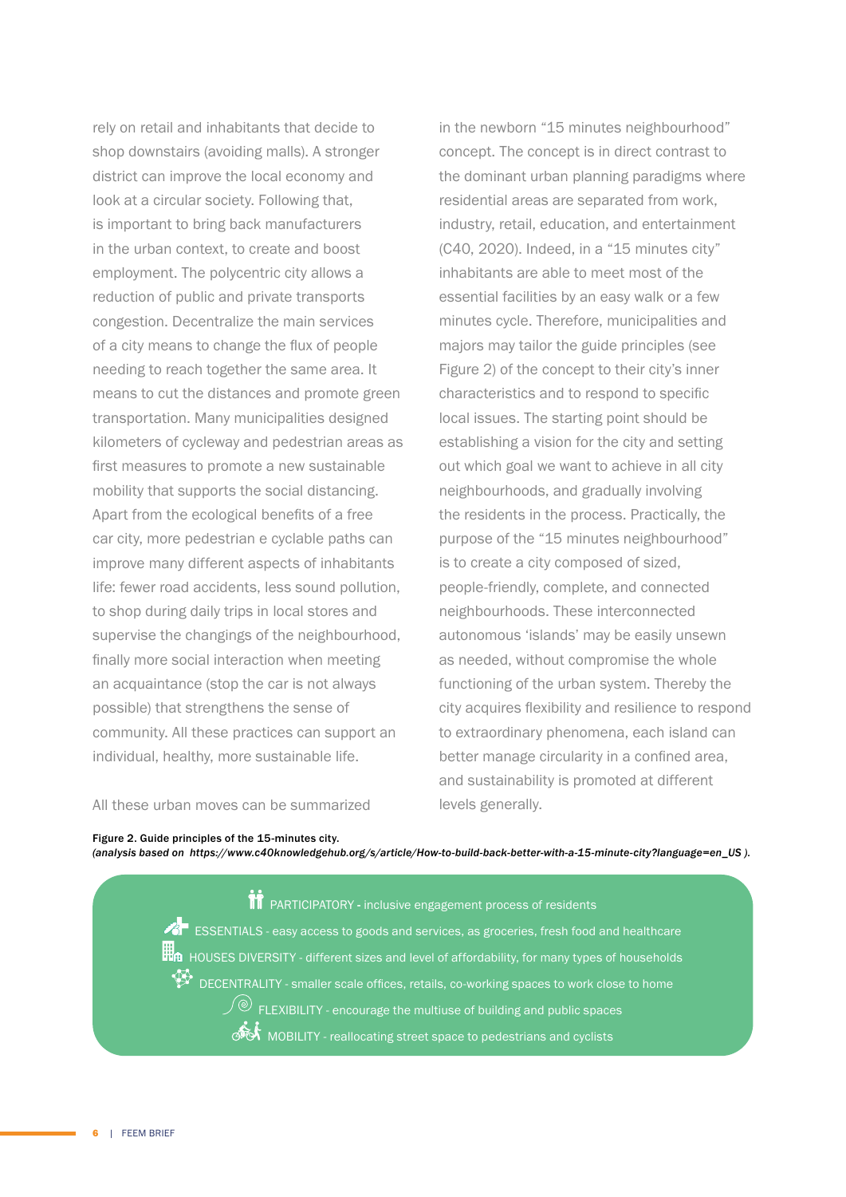rely on retail and inhabitants that decide to shop downstairs (avoiding malls). A stronger district can improve the local economy and look at a circular society. Following that, is important to bring back manufacturers in the urban context, to create and boost employment. The polycentric city allows a reduction of public and private transports congestion. Decentralize the main services of a city means to change the flux of people needing to reach together the same area. It means to cut the distances and promote green transportation. Many municipalities designed kilometers of cycleway and pedestrian areas as first measures to promote a new sustainable mobility that supports the social distancing. Apart from the ecological benefits of a free car city, more pedestrian e cyclable paths can improve many different aspects of inhabitants life: fewer road accidents, less sound pollution, to shop during daily trips in local stores and supervise the changings of the neighbourhood, finally more social interaction when meeting an acquaintance (stop the car is not always possible) that strengthens the sense of community. All these practices can support an individual, healthy, more sustainable life.

All these urban moves can be summarized in the newborn "15 minutes neighbourhood" concept. The concept is in direct contrast to the dominant urban planning paradigms where residential areas are separated from work, industry, retail, education, and entertainment (C40, 2020). Indeed, in a "15 minutes city" inhabitants are able to meet most of the essential facilities by an easy walk or a few minutes cycle. Therefore, municipalities and majors may tailor the guide principles (see Figure 2) of the concept to their city's inner characteristics and to respond to specific local issues. The starting point should be establishing a vision for the city and setting out which goal we want to achieve in all city neighbourhoods, and gradually involving the residents in the process. Practically, the purpose of the "15 minutes neighbourhood" is to create a city composed of sized, people-friendly, complete, and connected neighbourhoods. These interconnected autonomous 'islands' may be easily unsewn as needed, without compromise the whole functioning of the urban system. Thereby the city acquires flexibility and resilience to respond to extraordinary phenomena, each island can better manage circularity in a confined area, and sustainability is promoted at different levels generally.

**Figure 2. Guide principles of the 15-minutes city.**
*(analysis based on https://www.c40knowledgehub.org/s/article/How-to-build-back-better-with-a-15-minute-city?language=en_US ).*

- PARTICIPATORY - inclusive engagement process of residents
- ESSENTIALS - easy access to goods and services, as groceries, fresh food and healthcare
- HOUSES DIVERSITY - different sizes and level of affordability, for many types of households
- DECENTRALITY - smaller scale offices, retails, co-working spaces to work close to home
- FLEXIBILITY - encourage the multiuse of building and public spaces
- MOBILITY - reallocating street space to pedestrians and cyclists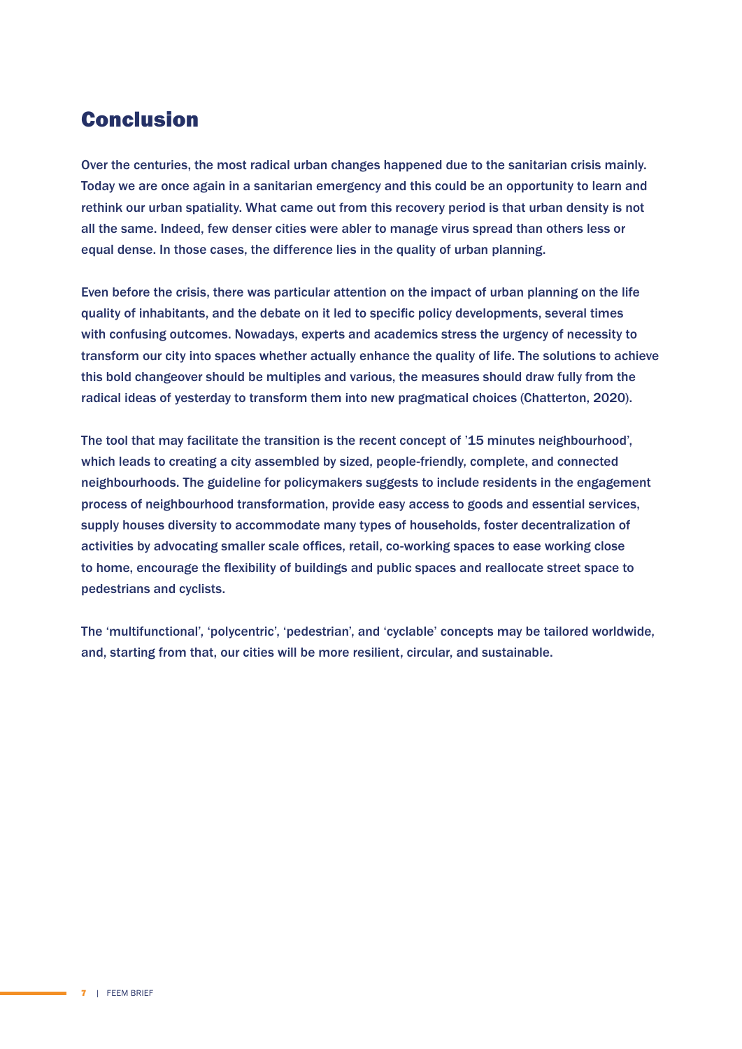## Conclusion

Over the centuries, the most radical urban changes happened due to the sanitarian crisis mainly. Today we are once again in a sanitarian emergency and this could be an opportunity to learn and rethink our urban spatiality. What came out from this recovery period is that urban density is not all the same. Indeed, few denser cities were abler to manage virus spread than others less or equal dense. In those cases, the difference lies in the quality of urban planning.

Even before the crisis, there was particular attention on the impact of urban planning on the life quality of inhabitants, and the debate on it led to specific policy developments, several times with confusing outcomes. Nowadays, experts and academics stress the urgency of necessity to transform our city into spaces whether actually enhance the quality of life. The solutions to achieve this bold changeover should be multiples and various, the measures should draw fully from the radical ideas of yesterday to transform them into new pragmatical choices (Chatterton, 2020).

The tool that may facilitate the transition is the recent concept of '15 minutes neighbourhood', which leads to creating a city assembled by sized, people-friendly, complete, and connected neighbourhoods. The guideline for policymakers suggests to include residents in the engagement process of neighbourhood transformation, provide easy access to goods and essential services, supply houses diversity to accommodate many types of households, foster decentralization of activities by advocating smaller scale offices, retail, co-working spaces to ease working close to home, encourage the flexibility of buildings and public spaces and reallocate street space to pedestrians and cyclists.

The 'multifunctional', 'polycentric', 'pedestrian', and 'cyclable' concepts may be tailored worldwide, and, starting from that, our cities will be more resilient, circular, and sustainable.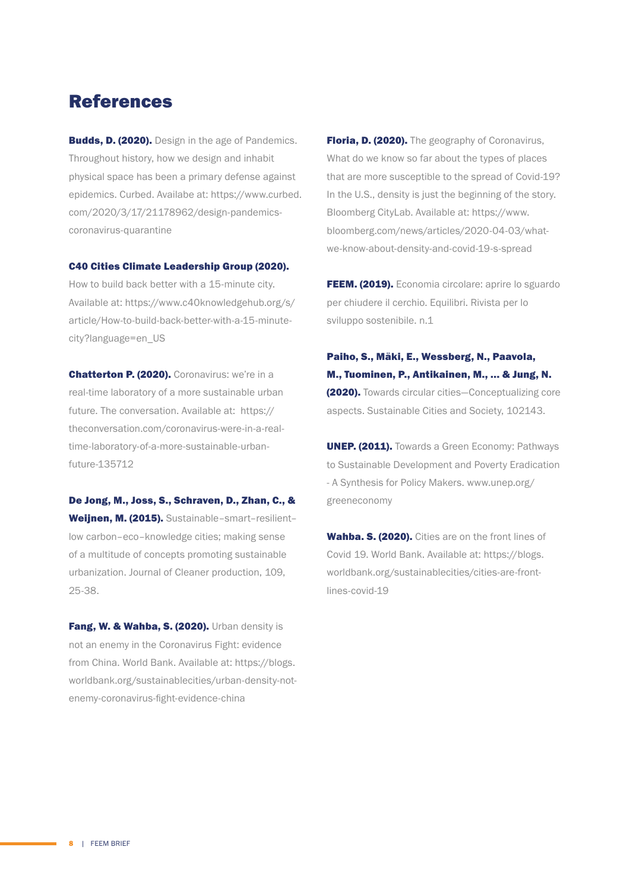# References

**Budds, D. (2020).** Design in the age of Pandemics. Throughout history, how we design and inhabit physical space has been a primary defense against epidemics. Curbed. Availabe at: https://www.curbed.com/2020/3/17/21178962/design-pandemics-coronavirus-quarantine

**C40 Cities Climate Leadership Group (2020).** How to build back better with a 15-minute city. Available at: https://www.c40knowledgehub.org/s/article/How-to-build-back-better-with-a-15-minute-city?language=en_US

**Chatterton P. (2020).** Coronavirus: we're in a real-time laboratory of a more sustainable urban future. The conversation. Available at: https://theconversation.com/coronavirus-were-in-a-real-time-laboratory-of-a-more-sustainable-urban-future-135712

**De Jong, M., Joss, S., Schraven, D., Zhan, C., & Weijnen, M. (2015).** Sustainable–smart–resilient–low carbon–eco–knowledge cities; making sense of a multitude of concepts promoting sustainable urbanization. Journal of Cleaner production, 109, 25-38.

**Fang, W. & Wahba, S. (2020).** Urban density is not an enemy in the Coronavirus Fight: evidence from China. World Bank. Available at: https://blogs.worldbank.org/sustainablecities/urban-density-not-enemy-coronavirus-fight-evidence-china

**Floria, D. (2020).** The geography of Coronavirus, What do we know so far about the types of places that are more susceptible to the spread of Covid-19? In the U.S., density is just the beginning of the story. Bloomberg CityLab. Available at: https://www.bloomberg.com/news/articles/2020-04-03/what-we-know-about-density-and-covid-19-s-spread

**FEEM. (2019).** Economia circolare: aprire lo sguardo per chiudere il cerchio. Equilibri. Rivista per lo sviluppo sostenibile. n.1

**Paiho, S., Mäki, E., Wessberg, N., Paavola, M., Tuominen, P., Antikainen, M., ... & Jung, N. (2020).** Towards circular cities—Conceptualizing core aspects. Sustainable Cities and Society, 102143.

**UNEP. (2011).** Towards a Green Economy: Pathways to Sustainable Development and Poverty Eradication - A Synthesis for Policy Makers. www.unep.org/greeneconomy

**Wahba. S. (2020).** Cities are on the front lines of Covid 19. World Bank. Available at: https://blogs.worldbank.org/sustainablecities/cities-are-front-lines-covid-19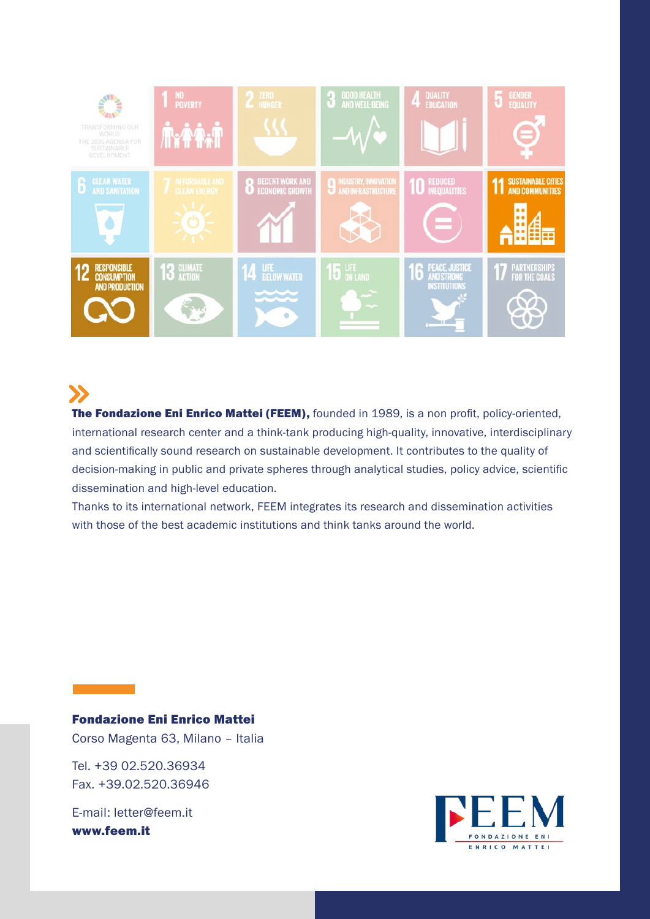**The Fondazione Eni Enrico Mattei (FEEM),** founded in 1989, is a non profit, policy-oriented, international research center and a think-tank producing high-quality, innovative, interdisciplinary and scientifically sound research on sustainable development. It contributes to the quality of decision-making in public and private spheres through analytical studies, policy advice, scientific dissemination and high-level education.
Thanks to its international network, FEEM integrates its research and dissemination activities with those of the best academic institutions and think tanks around the world.

**Fondazione Eni Enrico Mattei**
Corso Magenta 63, Milano – Italia

Tel. +39 02.520.36934
Fax. +39.02.520.36946

E-mail: letter@feem.it
**www.feem.it**